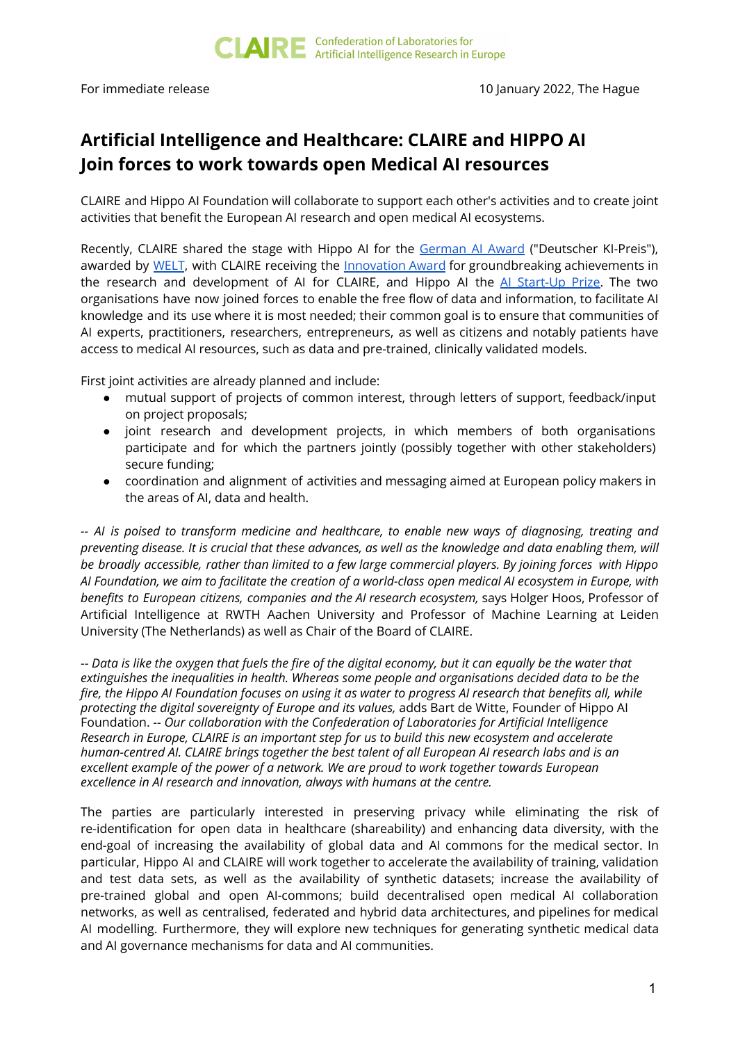CLAIRE Confederation of Laboratories for Artificial Intelligence Research in Europe

For immediate release

10 January 2022, The Hague

# Artificial Intelligence and Healthcare: CLAIRE and HIPPO AI Join forces to work towards open Medical AI resources

CLAIRE and Hippo AI Foundation will collaborate to support each other's activities and to create joint activities that benefit the European AI research and open medical AI ecosystems.

Recently, CLAIRE shared the stage with Hippo AI for the German AI Award ("Deutscher KI-Preis"), awarded by WELT, with CLAIRE receiving the Innovation Award for groundbreaking achievements in the research and development of AI for CLAIRE, and Hippo AI the AI Start-Up Prize. The two organisations have now joined forces to enable the free flow of data and information, to facilitate AI knowledge and its use where it is most needed; their common goal is to ensure that communities of AI experts, practitioners, researchers, entrepreneurs, as well as citizens and notably patients have access to medical AI resources, such as data and pre-trained, clinically validated models.

First joint activities are already planned and include:

- mutual support of projects of common interest, through letters of support, feedback/input on project proposals;
- joint research and development projects, in which members of both organisations participate and for which the partners jointly (possibly together with other stakeholders) secure funding;
- coordination and alignment of activities and messaging aimed at European policy makers in the areas of AI, data and health.

*-- AI is poised to transform medicine and healthcare, to enable new ways of diagnosing, treating and preventing disease. It is crucial that these advances, as well as the knowledge and data enabling them, will be broadly accessible, rather than limited to a few large commercial players. By joining forces with Hippo AI Foundation, we aim to facilitate the creation of a world-class open medical AI ecosystem in Europe, with benefits to European citizens, companies and the AI research ecosystem,* says Holger Hoos, Professor of Artificial Intelligence at RWTH Aachen University and Professor of Machine Learning at Leiden University (The Netherlands) as well as Chair of the Board of CLAIRE.

*-- Data is like the oxygen that fuels the fire of the digital economy, but it can equally be the water that extinguishes the inequalities in health. Whereas some people and organisations decided data to be the fire, the Hippo AI Foundation focuses on using it as water to progress AI research that benefits all, while protecting the digital sovereignty of Europe and its values,* adds Bart de Witte, Founder of Hippo AI Foundation. *-- Our collaboration with the Confederation of Laboratories for Artificial Intelligence Research in Europe, CLAIRE is an important step for us to build this new ecosystem and accelerate human-centred AI. CLAIRE brings together the best talent of all European AI research labs and is an excellent example of the power of a network. We are proud to work together towards European excellence in AI research and innovation, always with humans at the centre.*

The parties are particularly interested in preserving privacy while eliminating the risk of re-identification for open data in healthcare (shareability) and enhancing data diversity, with the end-goal of increasing the availability of global data and AI commons for the medical sector. In particular, Hippo AI and CLAIRE will work together to accelerate the availability of training, validation and test data sets, as well as the availability of synthetic datasets; increase the availability of pre-trained global and open AI-commons; build decentralised open medical AI collaboration networks, as well as centralised, federated and hybrid data architectures, and pipelines for medical AI modelling. Furthermore, they will explore new techniques for generating synthetic medical data and AI governance mechanisms for data and AI communities.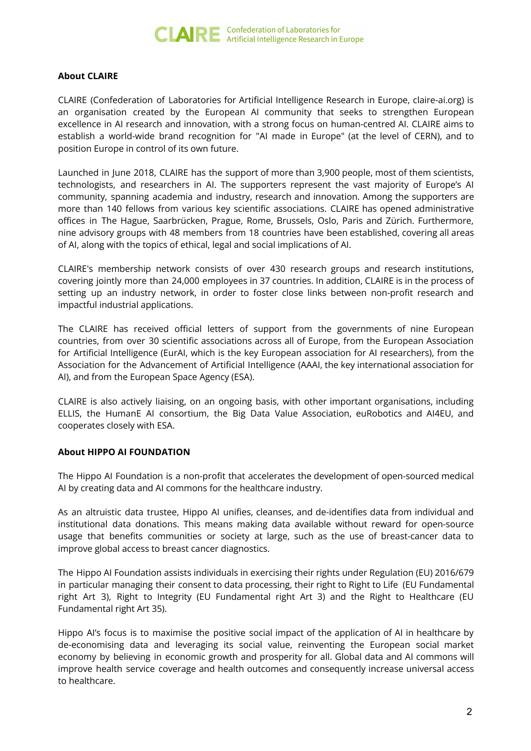**About CLAIRE**

CLAIRE (Confederation of Laboratories for Artificial Intelligence Research in Europe, claire-ai.org) is an organisation created by the European AI community that seeks to strengthen European excellence in AI research and innovation, with a strong focus on human-centred AI. CLAIRE aims to establish a world-wide brand recognition for "AI made in Europe" (at the level of CERN), and to position Europe in control of its own future.

Launched in June 2018, CLAIRE has the support of more than 3,900 people, most of them scientists, technologists, and researchers in AI. The supporters represent the vast majority of Europe's AI community, spanning academia and industry, research and innovation. Among the supporters are more than 140 fellows from various key scientific associations. CLAIRE has opened administrative offices in The Hague, Saarbrücken, Prague, Rome, Brussels, Oslo, Paris and Zürich. Furthermore, nine advisory groups with 48 members from 18 countries have been established, covering all areas of AI, along with the topics of ethical, legal and social implications of AI.

CLAIRE's membership network consists of over 430 research groups and research institutions, covering jointly more than 24,000 employees in 37 countries. In addition, CLAIRE is in the process of setting up an industry network, in order to foster close links between non-profit research and impactful industrial applications.

The CLAIRE has received official letters of support from the governments of nine European countries, from over 30 scientific associations across all of Europe, from the European Association for Artificial Intelligence (EurAI, which is the key European association for AI researchers), from the Association for the Advancement of Artificial Intelligence (AAAI, the key international association for AI), and from the European Space Agency (ESA).

CLAIRE is also actively liaising, on an ongoing basis, with other important organisations, including ELLIS, the HumanE AI consortium, the Big Data Value Association, euRobotics and AI4EU, and cooperates closely with ESA.

**About HIPPO AI FOUNDATION**

The Hippo AI Foundation is a non-profit that accelerates the development of open-sourced medical AI by creating data and AI commons for the healthcare industry.

As an altruistic data trustee, Hippo AI unifies, cleanses, and de-identifies data from individual and institutional data donations. This means making data available without reward for open-source usage that benefits communities or society at large, such as the use of breast-cancer data to improve global access to breast cancer diagnostics.

The Hippo AI Foundation assists individuals in exercising their rights under Regulation (EU) 2016/679 in particular managing their consent to data processing, their right to Right to Life (EU Fundamental right Art 3), Right to Integrity (EU Fundamental right Art 3) and the Right to Healthcare (EU Fundamental right Art 35).

Hippo AI's focus is to maximise the positive social impact of the application of AI in healthcare by de-economising data and leveraging its social value, reinventing the European social market economy by believing in economic growth and prosperity for all. Global data and AI commons will improve health service coverage and health outcomes and consequently increase universal access to healthcare.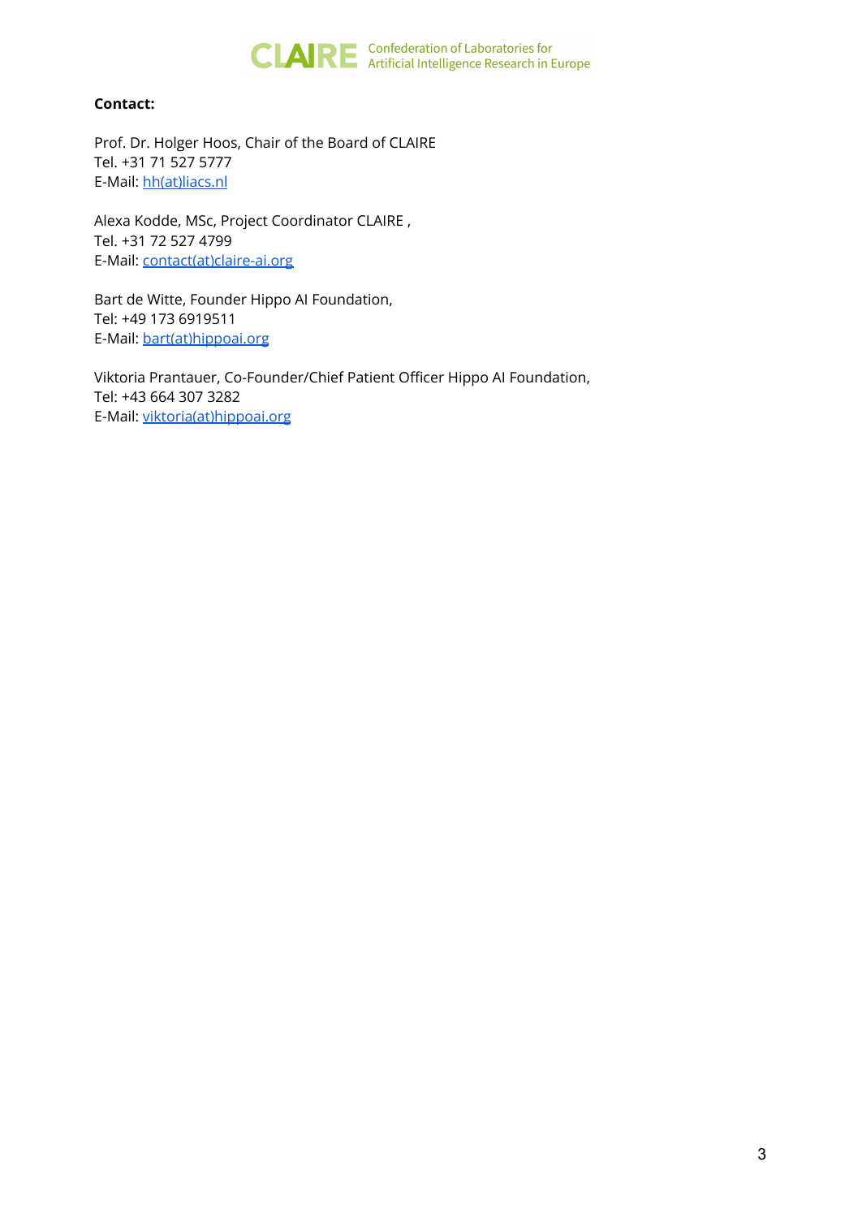**Contact:**

Prof. Dr. Holger Hoos, Chair of the Board of CLAIRE  
Tel. +31 71 527 5777  
E-Mail: hh(at)liacs.nl

Alexa Kodde, MSc, Project Coordinator CLAIRE ,  
Tel. +31 72 527 4799  
E-Mail: contact(at)claire-ai.org

Bart de Witte, Founder Hippo AI Foundation,  
Tel: +49 173 6919511  
E-Mail: bart(at)hippoai.org

Viktoria Prantauer, Co-Founder/Chief Patient Officer Hippo AI Foundation,  
Tel: +43 664 307 3282  
E-Mail: viktoria(at)hippoai.org